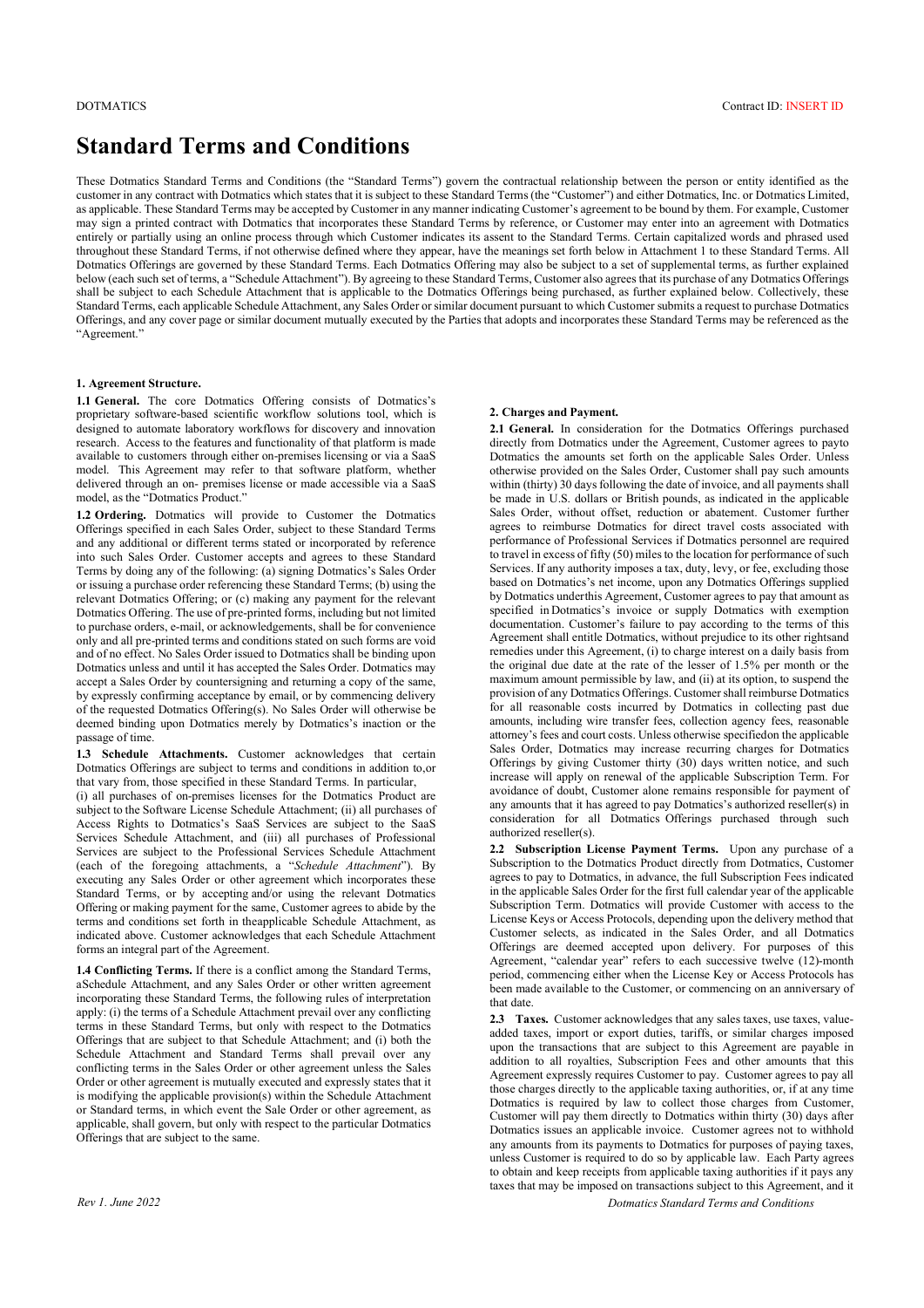# Standard Terms and Conditions

These Dotmatics Standard Terms and Conditions (the "Standard Terms") govern the contractual relationship between the person or entity identified as the customer in any contract with Dotmatics which states that it is subject to these Standard Terms (the "Customer") and either Dotmatics, Inc. or Dotmatics Limited, as applicable. These Standard Terms may be accepted by Customer in any manner indicating Customer's agreement to be bound by them. For example, Customer may sign a printed contract with Dotmatics that incorporates these Standard Terms by reference, or Customer may enter into an agreement with Dotmatics entirely or partially using an online process through which Customer indicates its assent to the Standard Terms. Certain capitalized words and phrased used throughout these Standard Terms, if not otherwise defined where they appear, have the meanings set forth below in Attachment 1 to these Standard Terms. All Dotmatics Offerings are governed by these Standard Terms. Each Dotmatics Offering may also be subject to a set of supplemental terms, as further explained below (each such set of terms, a "Schedule Attachment"). By agreeing to these Standard Terms, Customer also agrees that its purchase of any Dotmatics Offerings shall be subject to each Schedule Attachment that is applicable to the Dotmatics Offerings being purchased, as further explained below. Collectively, these Standard Terms, each applicable Schedule Attachment, any Sales Order or similar document pursuant to which Customer submits a request to purchase Dotmatics Offerings, and any cover page or similar document mutually executed by the Parties that adopts and incorporates these Standard Terms may be referenced as the "Agreement."

### 1. Agreement Structure.

**1.1 General.** The core Dotmatics Offering consists of Dotmatics's proprietary software-based scientific workflow solutions tool, which is designed to automate laboratory workflows for discovery and innovation research. Access to the features and functionality of that platform is made available to customers through either on-premises licensing or via a SaaS model. This Agreement may refer to that software platform, whether delivered through an on- premises license or made accessible via a SaaS model, as the "Dotmatics Product."

**1.2 Ordering.** Dotmatics will provide to Customer the Dotmatics Offerings specified in each Sales Order, subject to these Standard Terms and any additional or different terms stated or incorporated by reference into such Sales Order. Customer accepts and agrees to these Standard Terms by doing any of the following: (a) signing Dotmatics's Sales Order or issuing a purchase order referencing these Standard Terms; (b) using the relevant Dotmatics Offering; or (c) making any payment for the relevant Dotmatics Offering. The use of pre-printed forms, including but not limited to purchase orders, e-mail, or acknowledgements, shall be for convenience only and all pre-printed terms and conditions stated on such forms are void and of no effect. No Sales Order issued to Dotmatics shall be binding upon Dotmatics unless and until it has accepted the Sales Order. Dotmatics may accept a Sales Order by countersigning and returning a copy of the same, by expressly confirming acceptance by email, or by commencing delivery of the requested Dotmatics Offering(s). No Sales Order will otherwise be deemed binding upon Dotmatics merely by Dotmatics's inaction or the passage of time.

**1.3 Schedule Attachments.** Customer acknowledges that certain Dotmatics Offerings are subject to terms and conditions in addition to,or that vary from, those specified in these Standard Terms. In particular,
(i) all purchases of on-premises licenses for the Dotmatics Product are subject to the Software License Schedule Attachment; (ii) all purchases of Access Rights to Dotmatics's SaaS Services are subject to the SaaS Services Schedule Attachment, and (iii) all purchases of Professional Services are subject to the Professional Services Schedule Attachment (each of the foregoing attachments, a "*Schedule Attachment*"). By executing any Sales Order or other agreement which incorporates these Standard Terms, or by accepting and/or using the relevant Dotmatics Offering or making payment for the same, Customer agrees to abide by the terms and conditions set forth in theapplicable Schedule Attachment, as indicated above. Customer acknowledges that each Schedule Attachment forms an integral part of the Agreement.

**1.4 Conflicting Terms.** If there is a conflict among the Standard Terms, aSchedule Attachment, and any Sales Order or other written agreement incorporating these Standard Terms, the following rules of interpretation apply: (i) the terms of a Schedule Attachment prevail over any conflicting terms in these Standard Terms, but only with respect to the Dotmatics Offerings that are subject to that Schedule Attachment; and (i) both the Schedule Attachment and Standard Terms shall prevail over any conflicting terms in the Sales Order or other agreement unless the Sales Order or other agreement is mutually executed and expressly states that it is modifying the applicable provision(s) within the Schedule Attachment or Standard terms, in which event the Sale Order or other agreement, as applicable, shall govern, but only with respect to the particular Dotmatics Offerings that are subject to the same.

### 2. Charges and Payment.

**2.1 General.** In consideration for the Dotmatics Offerings purchased directly from Dotmatics under the Agreement, Customer agrees to payto Dotmatics the amounts set forth on the applicable Sales Order. Unless otherwise provided on the Sales Order, Customer shall pay such amounts within (thirty) 30 days following the date of invoice, and all payments shall be made in U.S. dollars or British pounds, as indicated in the applicable Sales Order, without offset, reduction or abatement. Customer further agrees to reimburse Dotmatics for direct travel costs associated with performance of Professional Services if Dotmatics personnel are required to travel in excess of fifty (50) miles to the location for performance of such Services. If any authority imposes a tax, duty, levy, or fee, excluding those based on Dotmatics's net income, upon any Dotmatics Offerings supplied by Dotmatics underthis Agreement, Customer agrees to pay that amount as specified in Dotmatics's invoice or supply Dotmatics with exemption documentation. Customer's failure to pay according to the terms of this Agreement shall entitle Dotmatics, without prejudice to its other rightsand remedies under this Agreement, (i) to charge interest on a daily basis from the original due date at the rate of the lesser of 1.5% per month or the maximum amount permissible by law, and (ii) at its option, to suspend the provision of any Dotmatics Offerings. Customer shall reimburse Dotmatics for all reasonable costs incurred by Dotmatics in collecting past due amounts, including wire transfer fees, collection agency fees, reasonable attorney's fees and court costs. Unless otherwise specifiedon the applicable Sales Order, Dotmatics may increase recurring charges for Dotmatics Offerings by giving Customer thirty (30) days written notice, and such increase will apply on renewal of the applicable Subscription Term. For avoidance of doubt, Customer alone remains responsible for payment of any amounts that it has agreed to pay Dotmatics's authorized reseller(s) in consideration for all Dotmatics Offerings purchased through such authorized reseller(s).

**2.2 Subscription License Payment Terms.** Upon any purchase of a Subscription to the Dotmatics Product directly from Dotmatics, Customer agrees to pay to Dotmatics, in advance, the full Subscription Fees indicated in the applicable Sales Order for the first full calendar year of the applicable Subscription Term. Dotmatics will provide Customer with access to the License Keys or Access Protocols, depending upon the delivery method that Customer selects, as indicated in the Sales Order, and all Dotmatics Offerings are deemed accepted upon delivery. For purposes of this Agreement, "calendar year" refers to each successive twelve (12)-month period, commencing either when the License Key or Access Protocols has been made available to the Customer, or commencing on an anniversary of that date.

**2.3 Taxes.** Customer acknowledges that any sales taxes, use taxes, value-added taxes, import or export duties, tariffs, or similar charges imposed upon the transactions that are subject to this Agreement are payable in addition to all royalties, Subscription Fees and other amounts that this Agreement expressly requires Customer to pay. Customer agrees to pay all those charges directly to the applicable taxing authorities, or, if at any time Dotmatics is required by law to collect those charges from Customer, Customer will pay them directly to Dotmatics within thirty (30) days after Dotmatics issues an applicable invoice. Customer agrees not to withhold any amounts from its payments to Dotmatics for purposes of paying taxes, unless Customer is required to do so by applicable law. Each Party agrees to obtain and keep receipts from applicable taxing authorities if it pays any taxes that may be imposed on transactions subject to this Agreement, and it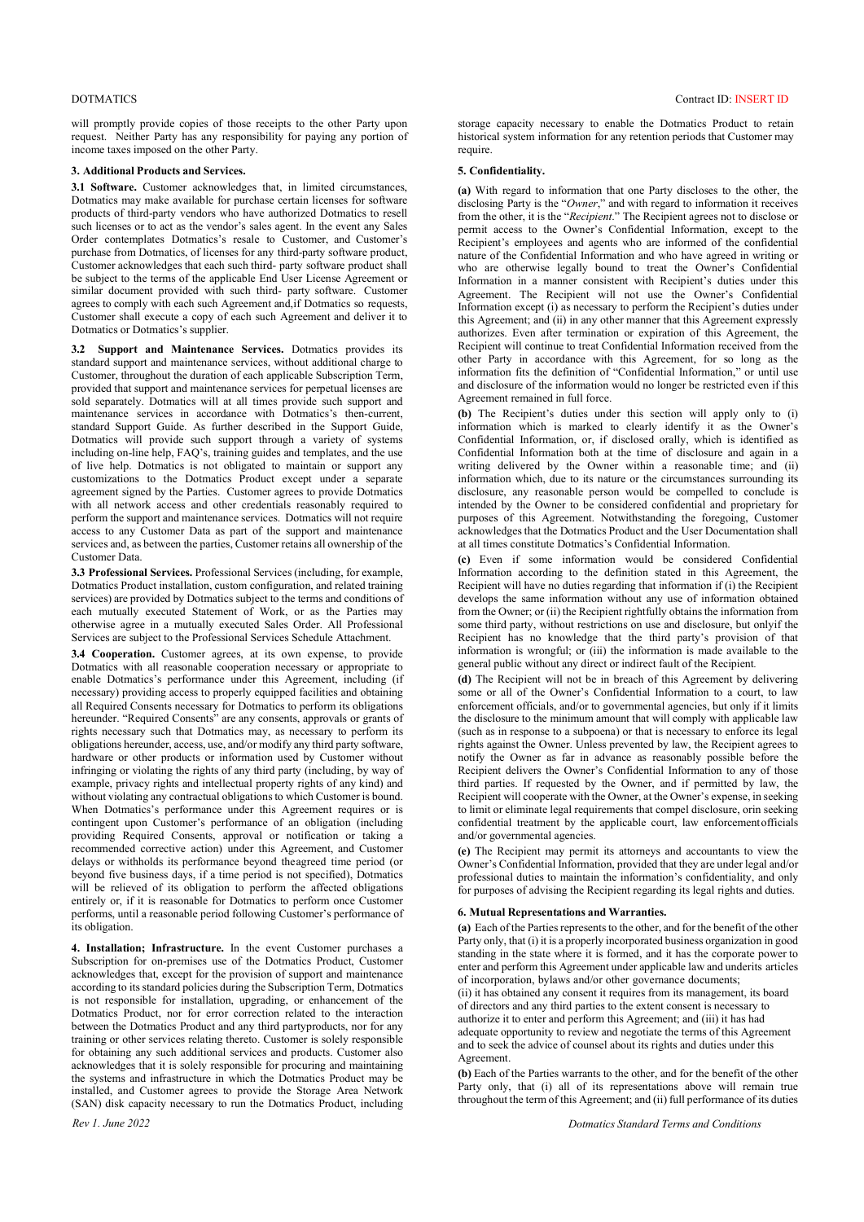will promptly provide copies of those receipts to the other Party upon request. Neither Party has any responsibility for paying any portion of income taxes imposed on the other Party.

**3. Additional Products and Services.**

**3.1 Software.** Customer acknowledges that, in limited circumstances, Dotmatics may make available for purchase certain licenses for software products of third-party vendors who have authorized Dotmatics to resell such licenses or to act as the vendor's sales agent. In the event any Sales Order contemplates Dotmatics's resale to Customer, and Customer's purchase from Dotmatics, of licenses for any third-party software product, Customer acknowledges that each such third- party software product shall be subject to the terms of the applicable End User License Agreement or similar document provided with such third- party software. Customer agrees to comply with each such Agreement and,if Dotmatics so requests, Customer shall execute a copy of each such Agreement and deliver it to Dotmatics or Dotmatics's supplier.

**3.2 Support and Maintenance Services.** Dotmatics provides its standard support and maintenance services, without additional charge to Customer, throughout the duration of each applicable Subscription Term, provided that support and maintenance services for perpetual licenses are sold separately. Dotmatics will at all times provide such support and maintenance services in accordance with Dotmatics's then-current, standard Support Guide. As further described in the Support Guide, Dotmatics will provide such support through a variety of systems including on-line help, FAQ's, training guides and templates, and the use of live help. Dotmatics is not obligated to maintain or support any customizations to the Dotmatics Product except under a separate agreement signed by the Parties. Customer agrees to provide Dotmatics with all network access and other credentials reasonably required to perform the support and maintenance services. Dotmatics will not require access to any Customer Data as part of the support and maintenance services and, as between the parties, Customer retains all ownership of the Customer Data.

**3.3 Professional Services.** Professional Services (including, for example, Dotmatics Product installation, custom configuration, and related training services) are provided by Dotmatics subject to the terms and conditions of each mutually executed Statement of Work, or as the Parties may otherwise agree in a mutually executed Sales Order. All Professional Services are subject to the Professional Services Schedule Attachment.

**3.4 Cooperation.** Customer agrees, at its own expense, to provide Dotmatics with all reasonable cooperation necessary or appropriate to enable Dotmatics's performance under this Agreement, including (if necessary) providing access to properly equipped facilities and obtaining all Required Consents necessary for Dotmatics to perform its obligations hereunder. "Required Consents" are any consents, approvals or grants of rights necessary such that Dotmatics may, as necessary to perform its obligations hereunder, access, use, and/or modify any third party software, hardware or other products or information used by Customer without infringing or violating the rights of any third party (including, by way of example, privacy rights and intellectual property rights of any kind) and without violating any contractual obligations to which Customer is bound. When Dotmatics's performance under this Agreement requires or is contingent upon Customer's performance of an obligation (including providing Required Consents, approval or notification or taking a recommended corrective action) under this Agreement, and Customer delays or withholds its performance beyond theagreed time period (or beyond five business days, if a time period is not specified), Dotmatics will be relieved of its obligation to perform the affected obligations entirely or, if it is reasonable for Dotmatics to perform once Customer performs, until a reasonable period following Customer's performance of its obligation.

**4. Installation; Infrastructure.** In the event Customer purchases a Subscription for on-premises use of the Dotmatics Product, Customer acknowledges that, except for the provision of support and maintenance according to its standard policies during the Subscription Term, Dotmatics is not responsible for installation, upgrading, or enhancement of the Dotmatics Product, nor for error correction related to the interaction between the Dotmatics Product and any third partyproducts, nor for any training or other services relating thereto. Customer is solely responsible for obtaining any such additional services and products. Customer also acknowledges that it is solely responsible for procuring and maintaining the systems and infrastructure in which the Dotmatics Product may be installed, and Customer agrees to provide the Storage Area Network (SAN) disk capacity necessary to run the Dotmatics Product, including storage capacity necessary to enable the Dotmatics Product to retain historical system information for any retention periods that Customer may require.

**5. Confidentiality.**

**(a)** With regard to information that one Party discloses to the other, the disclosing Party is the "*Owner*," and with regard to information it receives from the other, it is the "*Recipient*." The Recipient agrees not to disclose or permit access to the Owner's Confidential Information, except to the Recipient's employees and agents who are informed of the confidential nature of the Confidential Information and who have agreed in writing or who are otherwise legally bound to treat the Owner's Confidential Information in a manner consistent with Recipient's duties under this Agreement. The Recipient will not use the Owner's Confidential Information except (i) as necessary to perform the Recipient's duties under this Agreement; and (ii) in any other manner that this Agreement expressly authorizes. Even after termination or expiration of this Agreement, the Recipient will continue to treat Confidential Information received from the other Party in accordance with this Agreement, for so long as the information fits the definition of "Confidential Information," or until use and disclosure of the information would no longer be restricted even if this Agreement remained in full force.

**(b)** The Recipient's duties under this section will apply only to (i) information which is marked to clearly identify it as the Owner's Confidential Information, or, if disclosed orally, which is identified as Confidential Information both at the time of disclosure and again in a writing delivered by the Owner within a reasonable time; and (ii) information which, due to its nature or the circumstances surrounding its disclosure, any reasonable person would be compelled to conclude is intended by the Owner to be considered confidential and proprietary for purposes of this Agreement. Notwithstanding the foregoing, Customer acknowledges that the Dotmatics Product and the User Documentation shall at all times constitute Dotmatics's Confidential Information.

**(c)** Even if some information would be considered Confidential Information according to the definition stated in this Agreement, the Recipient will have no duties regarding that information if (i) the Recipient develops the same information without any use of information obtained from the Owner; or (ii) the Recipient rightfully obtains the information from some third party, without restrictions on use and disclosure, but onlyif the Recipient has no knowledge that the third party's provision of that information is wrongful; or (iii) the information is made available to the general public without any direct or indirect fault of the Recipient.

**(d)** The Recipient will not be in breach of this Agreement by delivering some or all of the Owner's Confidential Information to a court, to law enforcement officials, and/or to governmental agencies, but only if it limits the disclosure to the minimum amount that will comply with applicable law (such as in response to a subpoena) or that is necessary to enforce its legal rights against the Owner. Unless prevented by law, the Recipient agrees to notify the Owner as far in advance as reasonably possible before the Recipient delivers the Owner's Confidential Information to any of those third parties. If requested by the Owner, and if permitted by law, the Recipient will cooperate with the Owner, at the Owner's expense, in seeking to limit or eliminate legal requirements that compel disclosure, orin seeking confidential treatment by the applicable court, law enforcementofficials and/or governmental agencies.

**(e)** The Recipient may permit its attorneys and accountants to view the Owner's Confidential Information, provided that they are under legal and/or professional duties to maintain the information's confidentiality, and only for purposes of advising the Recipient regarding its legal rights and duties.

**6. Mutual Representations and Warranties.**

**(a)** Each of the Parties represents to the other, and for the benefit of the other Party only, that (i) it is a properly incorporated business organization in good standing in the state where it is formed, and it has the corporate power to enter and perform this Agreement under applicable law and underits articles of incorporation, bylaws and/or other governance documents;
(ii) it has obtained any consent it requires from its management, its board of directors and any third parties to the extent consent is necessary to authorize it to enter and perform this Agreement; and (iii) it has had adequate opportunity to review and negotiate the terms of this Agreement and to seek the advice of counsel about its rights and duties under this Agreement.

**(b)** Each of the Parties warrants to the other, and for the benefit of the other Party only, that (i) all of its representations above will remain true throughout the term of this Agreement; and (ii) full performance of its duties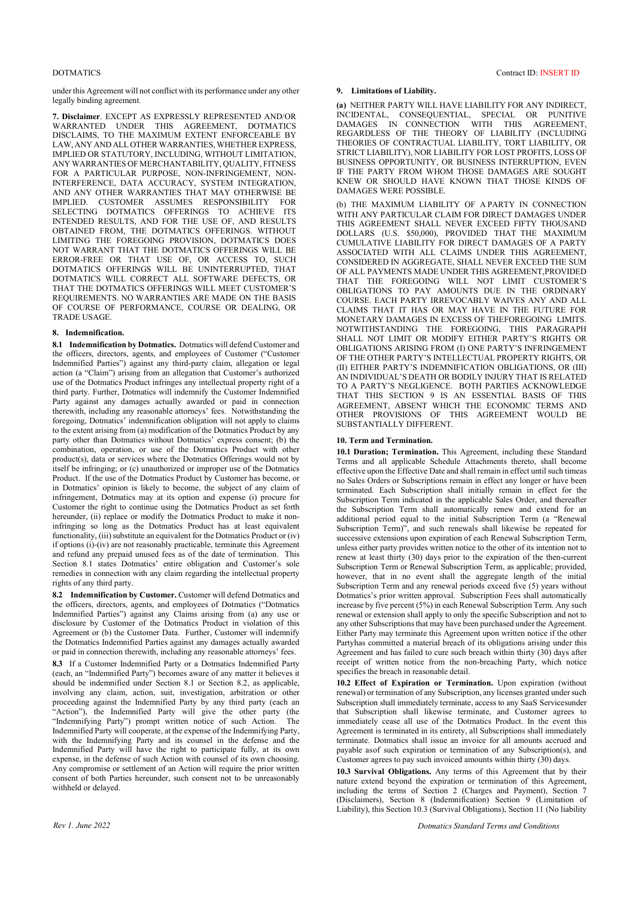under this Agreement will not conflict with its performance under any other legally binding agreement.

**7. Disclaimer**. EXCEPT AS EXPRESSLY REPRESENTED AND/OR WARRANTED UNDER THIS AGREEMENT, DOTMATICS DISCLAIMS, TO THE MAXIMUM EXTENT ENFORCEABLE BY LAW, ANY AND ALL OTHER WARRANTIES, WHETHER EXPRESS, IMPLIED OR STATUTORY, INCLUDING, WITHOUT LIMITATION, ANY WARRANTIES OF MERCHANTABILITY, QUALITY, FITNESS FOR A PARTICULAR PURPOSE, NON-INFRINGEMENT, NON-INTERFERENCE, DATA ACCURACY, SYSTEM INTEGRATION, AND ANY OTHER WARRANTIES THAT MAY OTHERWISE BE IMPLIED. CUSTOMER ASSUMES RESPONSIBILITY FOR SELECTING DOTMATICS OFFERINGS TO ACHIEVE ITS INTENDED RESULTS, AND FOR THE USE OF, AND RESULTS OBTAINED FROM, THE DOTMATICS OFFERINGS. WITHOUT LIMITING THE FOREGOING PROVISION, DOTMATICS DOES NOT WARRANT THAT THE DOTMATICS OFFERINGS WILL BE ERROR-FREE OR THAT USE OF, OR ACCESS TO, SUCH DOTMATICS OFFERINGS WILL BE UNINTERRUPTED, THAT DOTMATICS WILL CORRECT ALL SOFTWARE DEFECTS, OR THAT THE DOTMATICS OFFERINGS WILL MEET CUSTOMER'S REQUIREMENTS. NO WARRANTIES ARE MADE ON THE BASIS OF COURSE OF PERFORMANCE, COURSE OR DEALING, OR TRADE USAGE.

**8. Indemnification.**

**8.1 Indemnification by Dotmatics.** Dotmatics will defend Customer and the officers, directors, agents, and employees of Customer ("Customer Indemnified Parties") against any third-party claim, allegation or legal action (a "Claim") arising from an allegation that Customer's authorized use of the Dotmatics Product infringes any intellectual property right of a third party. Further, Dotmatics will indemnify the Customer Indemnified Party against any damages actually awarded or paid in connection therewith, including any reasonable attorneys' fees. Notwithstanding the foregoing, Dotmatics' indemnification obligation will not apply to claims to the extent arising from (a) modification of the Dotmatics Product by any party other than Dotmatics without Dotmatics' express consent; (b) the combination, operation, or use of the Dotmatics Product with other product(s), data or services where the Dotmatics Offerings would not by itself be infringing; or (c) unauthorized or improper use of the Dotmatics Product. If the use of the Dotmatics Product by Customer has become, or in Dotmatics' opinion is likely to become, the subject of any claim of infringement, Dotmatics may at its option and expense (i) procure for Customer the right to continue using the Dotmatics Product as set forth hereunder, (ii) replace or modify the Dotmatics Product to make it non-infringing so long as the Dotmatics Product has at least equivalent functionality, (iii) substitute an equivalent for the Dotmatics Product or (iv) if options (i)-(iv) are not reasonably practicable, terminate this Agreement and refund any prepaid unused fees as of the date of termination. This Section 8.1 states Dotmatics' entire obligation and Customer's sole remedies in connection with any claim regarding the intellectual property rights of any third party.

**8.2 Indemnification by Customer.** Customer will defend Dotmatics and the officers, directors, agents, and employees of Dotmatics ("Dotmatics Indemnified Parties") against any Claims arising from (a) any use or disclosure by Customer of the Dotmatics Product in violation of this Agreement or (b) the Customer Data. Further, Customer will indemnify the Dotmatics Indemnified Parties against any damages actually awarded or paid in connection therewith, including any reasonable attorneys' fees.

**8.3** If a Customer Indemnified Party or a Dotmatics Indemnified Party (each, an "Indemnified Party") becomes aware of any matter it believes it should be indemnified under Section 8.1 or Section 8.2, as applicable, involving any claim, action, suit, investigation, arbitration or other proceeding against the Indemnified Party by any third party (each an "Action"), the Indemnified Party will give the other party (the "Indemnifying Party") prompt written notice of such Action. The Indemnified Party will cooperate, at the expense of the Indemnifying Party, with the Indemnifying Party and its counsel in the defense and the Indemnified Party will have the right to participate fully, at its own expense, in the defense of such Action with counsel of its own choosing. Any compromise or settlement of an Action will require the prior written consent of both Parties hereunder, such consent not to be unreasonably withheld or delayed.

**9. Limitations of Liability.**

**(a)** NEITHER PARTY WILL HAVE LIABILITY FOR ANY INDIRECT, INCIDENTAL, CONSEQUENTIAL, SPECIAL OR PUNITIVE DAMAGES IN CONNECTION WITH THIS AGREEMENT, REGARDLESS OF THE THEORY OF LIABILITY (INCLUDING THEORIES OF CONTRACTUAL LIABILITY, TORT LIABILITY, OR STRICT LIABILITY), NOR LIABILITY FOR LOST PROFITS, LOSS OF BUSINESS OPPORTUNITY, OR BUSINESS INTERRUPTION, EVEN IF THE PARTY FROM WHOM THOSE DAMAGES ARE SOUGHT KNEW OR SHOULD HAVE KNOWN THAT THOSE KINDS OF DAMAGES WERE POSSIBLE.

(b) THE MAXIMUM LIABILITY OF A PARTY IN CONNECTION WITH ANY PARTICULAR CLAIM FOR DIRECT DAMAGES UNDER THIS AGREEMENT SHALL NEVER EXCEED FIFTY THOUSAND DOLLARS (U.S. $50,000), PROVIDED THAT THE MAXIMUM CUMULATIVE LIABILITY FOR DIRECT DAMAGES OF A PARTY ASSOCIATED WITH ALL CLAIMS UNDER THIS AGREEMENT, CONSIDERED IN AGGREGATE, SHALL NEVER EXCEED THE SUM OF ALL PAYMENTS MADE UNDER THIS AGREEMENT,PROVIDED THAT THE FOREGOING WILL NOT LIMIT CUSTOMER'S OBLIGATIONS TO PAY AMOUNTS DUE IN THE ORDINARY COURSE. EACH PARTY IRREVOCABLY WAIVES ANY AND ALL CLAIMS THAT IT HAS OR MAY HAVE IN THE FUTURE FOR MONETARY DAMAGES IN EXCESS OF THEFOREGOING LIMITS. NOTWITHSTANDING THE FOREGOING, THIS PARAGRAPH SHALL NOT LIMIT OR MODIFY EITHER PARTY'S RIGHTS OR OBLIGATIONS ARISING FROM (I) ONE PARTY'S INFRINGEMENT OF THE OTHER PARTY'S INTELLECTUAL PROPERTY RIGHTS, OR (II) EITHER PARTY'S INDEMNIFICATION OBLIGATIONS, OR (III) AN INDIVIDUAL'S DEATH OR BODILY INJURY THAT IS RELATED TO A PARTY'S NEGLIGENCE. BOTH PARTIES ACKNOWLEDGE THAT THIS SECTION 9 IS AN ESSENTIAL BASIS OF THIS AGREEMENT, ABSENT WHICH THE ECONOMIC TERMS AND OTHER PROVISIONS OF THIS AGREEMENT WOULD BE SUBSTANTIALLY DIFFERENT.

**10. Term and Termination.**

**10.1 Duration; Termination.** This Agreement, including these Standard Terms and all applicable Schedule Attachments thereto, shall become effective upon the Effective Date and shall remain in effect until such timeas no Sales Orders or Subscriptions remain in effect any longer or have been terminated. Each Subscription shall initially remain in effect for the Subscription Term indicated in the applicable Sales Order, and thereafter the Subscription Term shall automatically renew and extend for an additional period equal to the initial Subscription Term (a "Renewal Subscription Term)", and such renewals shall likewise be repeated for successive extensions upon expiration of each Renewal Subscription Term, unless either party provides written notice to the other of its intention not to renew at least thirty (30) days prior to the expiration of the then-current Subscription Term or Renewal Subscription Term, as applicable; provided, however, that in no event shall the aggregate length of the initial Subscription Term and any renewal periods exceed five (5) years without Dotmatics's prior written approval. Subscription Fees shall automatically increase by five percent (5%) in each Renewal Subscription Term. Any such renewal or extension shall apply to only the specific Subscription and not to any other Subscriptions that may have been purchased under the Agreement. Either Party may terminate this Agreement upon written notice if the other Partyhas committed a material breach of its obligations arising under this Agreement and has failed to cure such breach within thirty (30) days after receipt of written notice from the non-breaching Party, which notice specifies the breach in reasonable detail.

**10.2 Effect of Expiration or Termination.** Upon expiration (without renewal) or termination of any Subscription, any licenses granted under such Subscription shall immediately terminate, access to any SaaS Servicesunder that Subscription shall likewise terminate, and Customer agrees to immediately cease all use of the Dotmatics Product. In the event this Agreement is terminated in its entirety, all Subscriptions shall immediately terminate. Dotmatics shall issue an invoice for all amounts accrued and payable asof such expiration or termination of any Subscription(s), and Customer agrees to pay such invoiced amounts within thirty (30) days.

**10.3 Survival Obligations.** Any terms of this Agreement that by their nature extend beyond the expiration or termination of this Agreement, including the terms of Section 2 (Charges and Payment), Section 7 (Disclaimers), Section 8 (Indemnification) Section 9 (Limitation of Liability), this Section 10.3 (Survival Obligations), Section 11 (No liability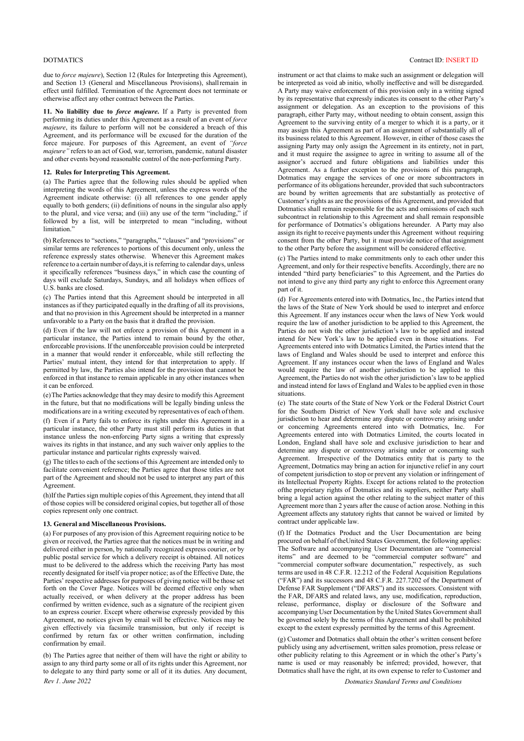due to *force majeure*), Section 12 (Rules for Interpreting this Agreement), and Section 13 (General and Miscellaneous Provisions), shallremain in effect until fulfilled. Termination of the Agreement does not terminate or otherwise affect any other contract between the Parties.

**11. No liability due to *force majeure*.** If a Party is prevented from performing its duties under this Agreement as a result of an event of *force majeure*, its failure to perform will not be considered a breach of this Agreement, and its performance will be excused for the duration of the force majeure. For purposes of this Agreement, an event of *"force majeure"* refers to an act of God, war, terrorism, pandemic, natural disaster and other events beyond reasonable control of the non-performing Party.

**12. Rules for Interpreting This Agreement.**

(a) The Parties agree that the following rules should be applied when interpreting the words of this Agreement, unless the express words of the Agreement indicate otherwise: (i) all references to one gender apply equally to both genders; (ii) definitions of nouns in the singular also apply to the plural, and vice versa; and (iii) any use of the term "including," if followed by a list, will be interpreted to mean "including, without limitation."

(b) References to "sections," "paragraphs," "clauses" and "provisions" or similar terms are references to portions of this document only, unless the reference expressly states otherwise. Whenever this Agreement makes reference to a certain number of days,it is referring to calendar days, unless it specifically references "business days," in which case the counting of days will exclude Saturdays, Sundays, and all holidays when offices of U.S. banks are closed.

(c) The Parties intend that this Agreement should be interpreted in all instances as if they participated equally in the drafting of all its provisions, and that no provision in this Agreement should be interpreted in a manner unfavorable to a Party on the basis that it drafted the provision.

(d) Even if the law will not enforce a provision of this Agreement in a particular instance, the Parties intend to remain bound by the other, enforceable provisions. If the unenforceable provision could be interpreted in a manner that would render it enforceable, while still reflecting the Parties' mutual intent, they intend for that interpretation to apply. If permitted by law, the Parties also intend for the provision that cannot be enforced in that instance to remain applicable in any other instances when it can be enforced.

(e)The Parties acknowledge that they may desire to modify this Agreement in the future, but that no modifications will be legally binding unless the modifications are in a writing executed by representatives of each of them.

(f) Even if a Party fails to enforce its rights under this Agreement in a particular instance, the other Party must still perform its duties in that instance unless the non-enforcing Party signs a writing that expressly waives its rights in that instance, and any such waiver only applies to the particular instance and particular rights expressly waived.

(g) The titles to each of the sections of this Agreement are intended only to facilitate convenient reference; the Parties agree that those titles are not part of the Agreement and should not be used to interpret any part of this Agreement.

(h)If the Parties sign multiple copies of this Agreement, they intend that all of those copies will be considered original copies, but together all of those copies represent only one contract.

**13. General and Miscellaneous Provisions.**

(a) For purposes of any provision of this Agreement requiring notice to be given or received, the Parties agree that the notices must be in writing and delivered either in person, by nationally recognized express courier, or by public postal service for which a delivery receipt is obtained. All notices must to be delivered to the address which the receiving Party has most recently designated for itself via proper notice; as of the Effective Date, the Parties' respective addresses for purposes of giving notice will be those set forth on the Cover Page. Notices will be deemed effective only when actually received, or when delivery at the proper address has been confirmed by written evidence, such as a signature of the recipient given to an express courier. Except where otherwise expressly provided by this Agreement, no notices given by email will be effective. Notices may be given effectively via facsimile transmission, but only if receipt is confirmed by return fax or other written confirmation, including confirmation by email.

(b) The Parties agree that neither of them will have the right or ability to assign to any third party some or all of its rights under this Agreement, nor to delegate to any third party some or all of it its duties. Any document, instrument or act that claims to make such an assignment or delegation will be interpreted as void ab initio, wholly ineffective and will be disregarded. A Party may waive enforcement of this provision only in a writing signed by its representative that expressly indicates its consent to the other Party's assignment or delegation. As an exception to the provisions of this paragraph, either Party may, without needing to obtain consent, assign this Agreement to the surviving entity of a merger to which it is a party, or it may assign this Agreement as part of an assignment of substantially all of its business related to this Agreement. However, in either of those cases the assigning Party may only assign the Agreement in its entirety, not in part, and it must require the assignee to agree in writing to assume all of the assignor's accrued and future obligations and liabilities under this Agreement. As a further exception to the provisions of this paragraph, Dotmatics may engage the services of one or more subcontractors in performance of its obligations hereunder, provided that such subcontractors are bound by written agreements that are substantially as protective of Customer's rights as are the provisions of this Agreement, and provided that Dotmatics shall remain responsible for the acts and omissions of each such subcontract in relationship to this Agreement and shall remain responsible for performance of Dotmatics's obligations hereunder. A Party may also assign its right to receive payments under this Agreement without requiring consent from the other Party, but it must provide notice of that assignment to the other Party before the assignment will be considered effective.

(c) The Parties intend to make commitments only to each other under this Agreement, and only for their respective benefits. Accordingly, there are no intended "third party beneficiaries" to this Agreement, and the Parties do not intend to give any third party any right to enforce this Agreement orany part of it.

(d) For Agreements entered into with Dotmatics, Inc., the Parties intend that the laws of the State of New York should be used to interpret and enforce this Agreement. If any instances occur when the laws of New York would require the law of another jurisdiction to be applied to this Agreement, the Parties do not wish the other jurisdiction's law to be applied and instead intend for New York's law to be applied even in those situations. For Agreements entered into with Dotmatics Limited, the Parties intend that the laws of England and Wales should be used to interpret and enforce this Agreement. If any instances occur when the laws of England and Wales would require the law of another jurisdiction to be applied to this Agreement, the Parties do not wish the other jurisdiction's law to be applied and instead intend for laws of England and Wales to be applied even in those situations.

(e) The state courts of the State of New York or the Federal District Court for the Southern District of New York shall have sole and exclusive jurisdiction to hear and determine any dispute or controversy arising under or concerning Agreements entered into with Dotmatics, Inc. For Agreements entered into with Dotmatics Limited, the courts located in London, England shall have sole and exclusive jurisdiction to hear and determine any dispute or controversy arising under or concerning such Agreement. Irrespective of the Dotmatics entity that is party to the Agreement, Dotmatics may bring an action for injunctive relief in any court of competent jurisdiction to stop or prevent any violation or infringement of its Intellectual Property Rights. Except for actions related to the protection ofthe proprietary rights of Dotmatics and its suppliers, neither Party shall bring a legal action against the other relating to the subject matter of this Agreement more than 2 years after the cause of action arose. Nothing in this Agreement affects any statutory rights that cannot be waived or limited by contract under applicable law.

(f) If the Dotmatics Product and the User Documentation are being procured on behalf of theUnited States Government, the following applies: The Software and accompanying User Documentation are "commercial items" and are deemed to be "commercial computer software" and "commercial computer software documentation," respectively, as such terms are used in 48 C.F.R. 12.212 of the Federal Acquisition Regulations ("FAR") and its successors and 48 C.F.R. 227.7202 of the Department of Defense FAR Supplement ("DFARS") and its successors. Consistent with the FAR, DFARS and related laws, any use, modification, reproduction, release, performance, display or disclosure of the Software and accompanying User Documentation by the United States Government shall be governed solely by the terms of this Agreement and shall be prohibited except to the extent expressly permitted by the terms of this Agreement.

(g) Customer and Dotmatics shall obtain the other's written consent before publicly using any advertisement, written sales promotion, press release or other publicity relating to this Agreement or in which the other's Party's name is used or may reasonably be inferred; provided, however, that Dotmatics shall have the right, at its own expense to refer to Customer and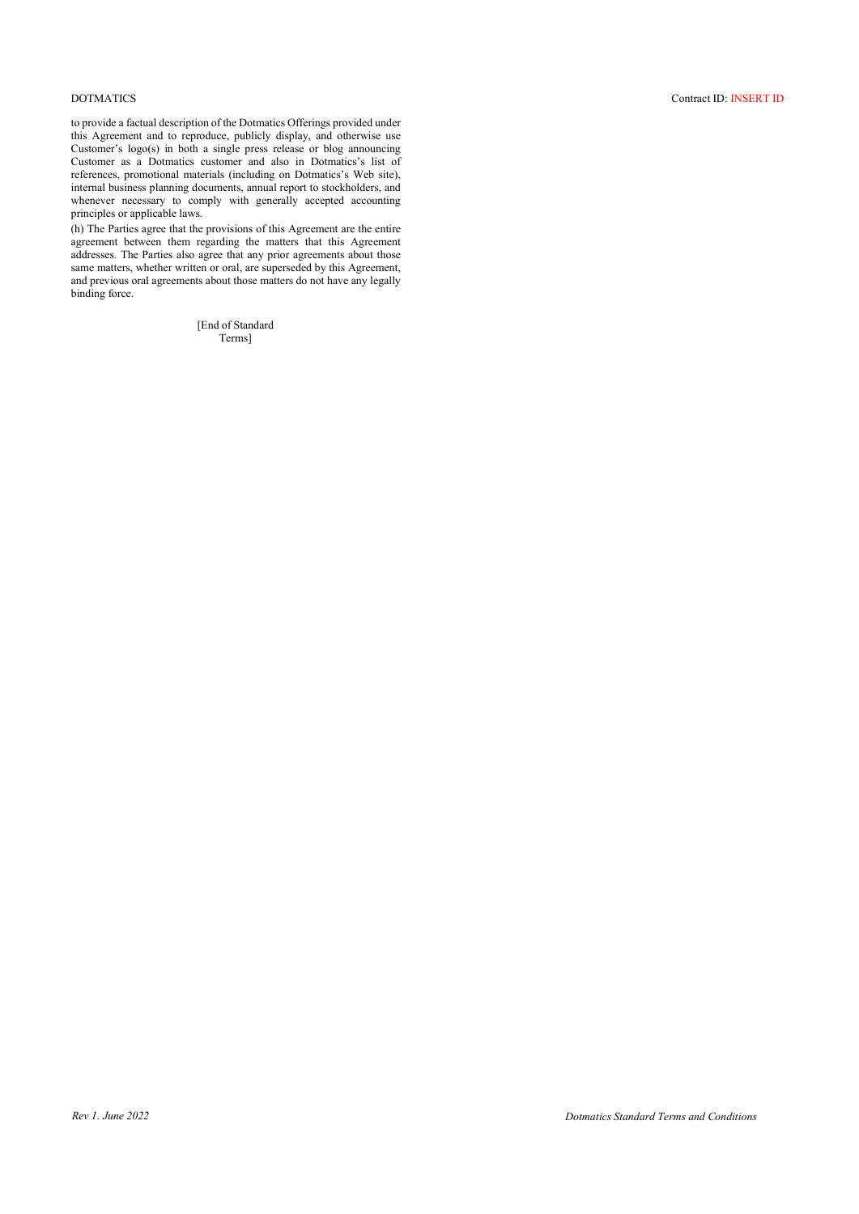to provide a factual description of the Dotmatics Offerings provided under this Agreement and to reproduce, publicly display, and otherwise use Customer's logo(s) in both a single press release or blog announcing Customer as a Dotmatics customer and also in Dotmatics's list of references, promotional materials (including on Dotmatics's Web site), internal business planning documents, annual report to stockholders, and whenever necessary to comply with generally accepted accounting principles or applicable laws.

(h) The Parties agree that the provisions of this Agreement are the entire agreement between them regarding the matters that this Agreement addresses. The Parties also agree that any prior agreements about those same matters, whether written or oral, are superseded by this Agreement, and previous oral agreements about those matters do not have any legally binding force.

[End of Standard Terms]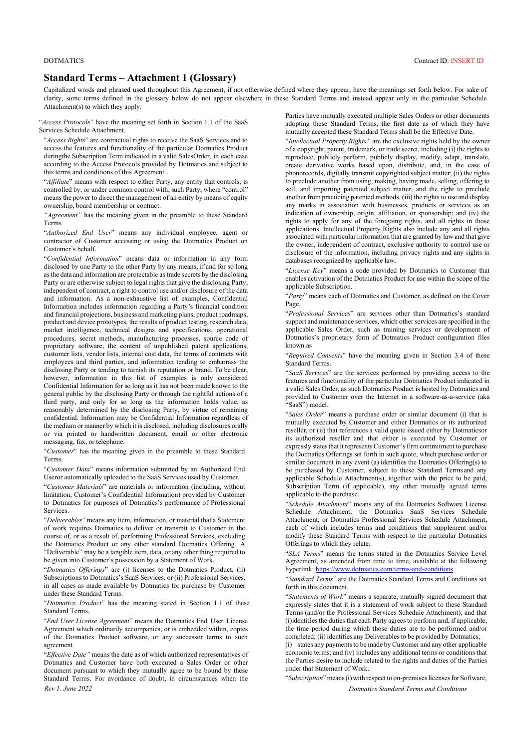## Standard Terms – Attachment 1 (Glossary)

Capitalized words and phrased used throughout this Agreement, if not otherwise defined where they appear, have the meanings set forth below. For sake of clarity, some terms defined in the glossary below do not appear elsewhere in these Standard Terms and instead appear only in the particular Schedule Attachment(s) to which they apply.

"*Access Protocols*" have the meaning set forth in Section 1.1 of the SaaS Services Schedule Attachment.

"*Access Rights*" are contractual rights to receive the SaaS Services and to access the features and functionality of the particular Dotmatics Product duringthe Subscription Term indicated in a valid SalesOrder, in each case according to the Access Protocols provided by Dotmatics and subject to this terms and conditions of this Agreement.

"*Affiliate*" means with respect to either Party, any entity that controls, is controlled by, or under common control with, such Party, where "control" means the power to direct the management of an entity by means of equity ownership, board membership or contract.

*"Agreement"* has the meaning given in the preamble to these Standard Terms.

"*Authorized End User*" means any individual employee, agent or contractor of Customer accessing or using the Dotmatics Product on Customer's behalf.

"*Confidential Information*" means data or information in any form disclosed by one Party to the other Party by any means, if and for so long as the data and information are protectable as trade secrets by the disclosing Party or are otherwise subject to legal rights that give the disclosing Party, independent of contract, a right to control use and/or disclosure of the data and information. As a non-exhaustive list of examples, Confidential Information includes information regarding a Party's financial condition and financial projections, business and marketing plans, product roadmaps, product and device prototypes, the results of product testing, research data, market intelligence, technical designs and specifications, operational procedures, secret methods, manufacturing processes, source code of proprietary software, the content of unpublished patent applications, customer lists, vendor lists, internal cost data, the terms of contracts with employees and third parties, and information tending to embarrass the disclosing Party or tending to tarnish its reputation or brand. To be clear, however, information in this list of examples is only considered Confidential Information for so long as it has not been made known to the general public by the disclosing Party or through the rightful actions of a third party, and only for so long as the information holds value, as reasonably determined by the disclosing Party, by virtue of remaining confidential. Information may be Confidential Information regardless of the medium or manner by which it is disclosed, including disclosures orally or via printed or handwritten document, email or other electronic messaging, fax, or telephone.

"*Customer*" has the meaning given in the preamble to these Standard Terms.

"*Customer Data*" means information submitted by an Authorized End Useror automatically uploaded to the SaaS Services used by Customer.

"*Customer Materials*" are materials or information (including, without limitation, Customer's Confidential Information) provided by Customer to Dotmatics for purposes of Dotmatics's performance of Professional Services.

"*Deliverables*" means any item, information, or material that a Statement of work requires Dotmatics to deliver or transmit to Customer in the course of, or as a result of, performing Professional Services, excluding the Dotmatics Product or any other standard Dotmatics Offering. A "Deliverable" may be a tangible item, data, or any other thing required to be given into Customer's possession by a Statement of Work.

"*Dotmatics Offerings*" are (i) licenses to the Dotmatics Product, (ii) Subscriptions to Dotmatics's SaaS Services, or (ii) Professional Services, in all cases as made available by Dotmatics for purchase by Customer under these Standard Terms.

"*Dotmatics Product*" has the meaning stated in Section 1.1 of these Standard Terms.

"*End User License Agreement*" means the Dotmatics End User License Agreement which ordinarily accompanies, or is embedded within, copies of the Dotmatics Product software, or any successor terms to such agreement.

"*Effective Date"* means the date as of which authorized representatives of Dotmatics and Customer have both executed a Sales Order or other document pursuant to which they mutually agree to be bound by these Standard Terms. For avoidance of doubt, in circumstances when the Parties have mutually executed multiple Sales Orders or other documents adopting these Standard Terms, the first date as of which they have mutually accepted these Standard Terms shall be the Effective Date.

"*Intellectual Property Rights"* are the exclusive rights held by the owner of a copyright, patent, trademark, or trade secret, including (i) the rights to reproduce, publicly perform, publicly display, modify, adapt, translate, create derivative works based upon, distribute, and, in the case of phonorecords, digitally transmit copyrighted subject matter; (ii) the rights to preclude another from using, making, having made, selling, offering to sell, and importing patented subject matter, and the right to preclude another from practicing patented methods, (iii) the rights to use and display any marks in association with businesses, products or services as an indication of ownership, origin, affiliation, or sponsorship; and (iv) the rights to apply for any of the foregoing rights, and all rights in those applications. Intellectual Property Rights also include any and all rights associated with particular information that are granted by law and that give the owner, independent of contract, exclusive authority to control use or disclosure of the information, including privacy rights and any rights in databases recognized by applicable law.

"*License Key*" means a code provided by Dotmatics to Customer that enables activation of the Dotmatics Product for use within the scope of the applicable Subscription.

"*Party*" means each of Dotmatics and Customer, as defined on the Cover Page.

"*Professional Services*" are services other than Dotmatics's standard support and maintenance services, which other services are specified in the applicable Sales Order, such as training services or development of Dotmatics's proprietary form of Dotmatics Product configuration files known as

"*Required Consents*" have the meaning given in Section 3.4 of these Standard Terms.

"*SaaS Services*" are the services performed by providing access to the features and functionality of the particular Dotmatics Product indicated in a valid Sales Order, as such Dotmatics Product is hosted by Dotmatics and provided to Customer over the Internet in a software-as-a-service (aka "SaaS") model.

"*Sales Order*" means a purchase order or similar document (i) that is mutually executed by Customer and either Dotmatics or its authorized reseller, or (ii) that references a valid quote issued either by Dotmaticsor its authorized reseller and that either is executed by Customer or expressly states that it represents Customer's firm commitment to purchase the Dotmatics Offerings set forth in such quote, which purchase order or similar document in any event (a) identifies the Dotmatics Offering(s) to be purchased by Customer, subject to these Standard Termsand any applicable Schedule Attachment(s), together with the price to be paid, Subscription Term (if applicable), any other mutually agreed terms applicable to the purchase.

"*Schedule Attachment*" means any of the Dotmatics Software License Schedule Attachment, the Dotmatics SaaS Services Schedule Attachment, or Dotmatics Professional Services Schedule Attachment, each of which includes terms and conditions that supplement and/or modify these Standard Terms with respect to the particular Dotmatics Offerings to which they relate.

"*SLA Terms*" means the terms stated in the Dotmatics Service Level Agreement, as amended from time to time, available at the following hyperlink: https://www.dotmatics.com/terms-and-conditions

"*Standard Terms*" are the Dotmatics Standard Terms and Conditions set forth in this document.

"*Statements of Work*" means a separate, mutually signed document that expressly states that it is a statement of work subject to these Standard Terms (and/or the Professional Services Schedule Attachment), and that (i)identifies the duties that each Party agrees to perform and, if applicable, the time period during which those duties are to be performed and/or completed; (ii) identifies any Deliverables to be provided by Dotmatics; (i) states any payments to be made by Customer and any other applicable economic terms; and (iv) includes any additional terms or conditions that the Parties desire to include related to the rights and duties of the Parties under that Statement of Work.

"*Subscription*" means (i) with respect to on-premises licenses for Software,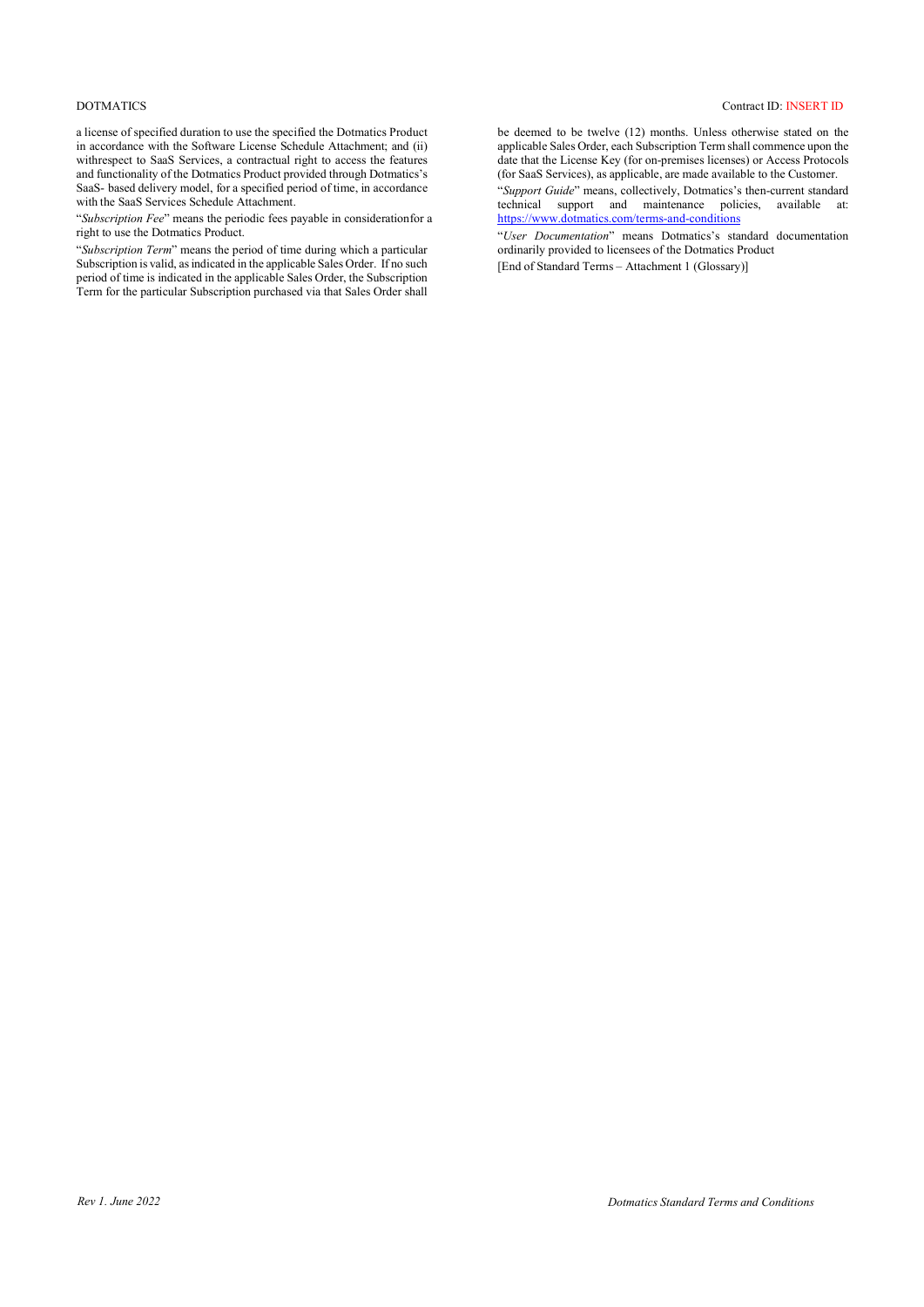a license of specified duration to use the specified the Dotmatics Product in accordance with the Software License Schedule Attachment; and (ii) withrespect to SaaS Services, a contractual right to access the features and functionality of the Dotmatics Product provided through Dotmatics's SaaS- based delivery model, for a specified period of time, in accordance with the SaaS Services Schedule Attachment.

"*Subscription Fee*" means the periodic fees payable in considerationfor a right to use the Dotmatics Product.

"*Subscription Term*" means the period of time during which a particular Subscription is valid, as indicated in the applicable Sales Order. If no such period of time is indicated in the applicable Sales Order, the Subscription Term for the particular Subscription purchased via that Sales Order shall be deemed to be twelve (12) months. Unless otherwise stated on the applicable Sales Order, each Subscription Term shall commence upon the date that the License Key (for on-premises licenses) or Access Protocols (for SaaS Services), as applicable, are made available to the Customer.

"*Support Guide*" means, collectively, Dotmatics's then-current standard technical support and maintenance policies, available at: https://www.dotmatics.com/terms-and-conditions

"*User Documentation*" means Dotmatics's standard documentation ordinarily provided to licensees of the Dotmatics Product

[End of Standard Terms – Attachment 1 (Glossary)]